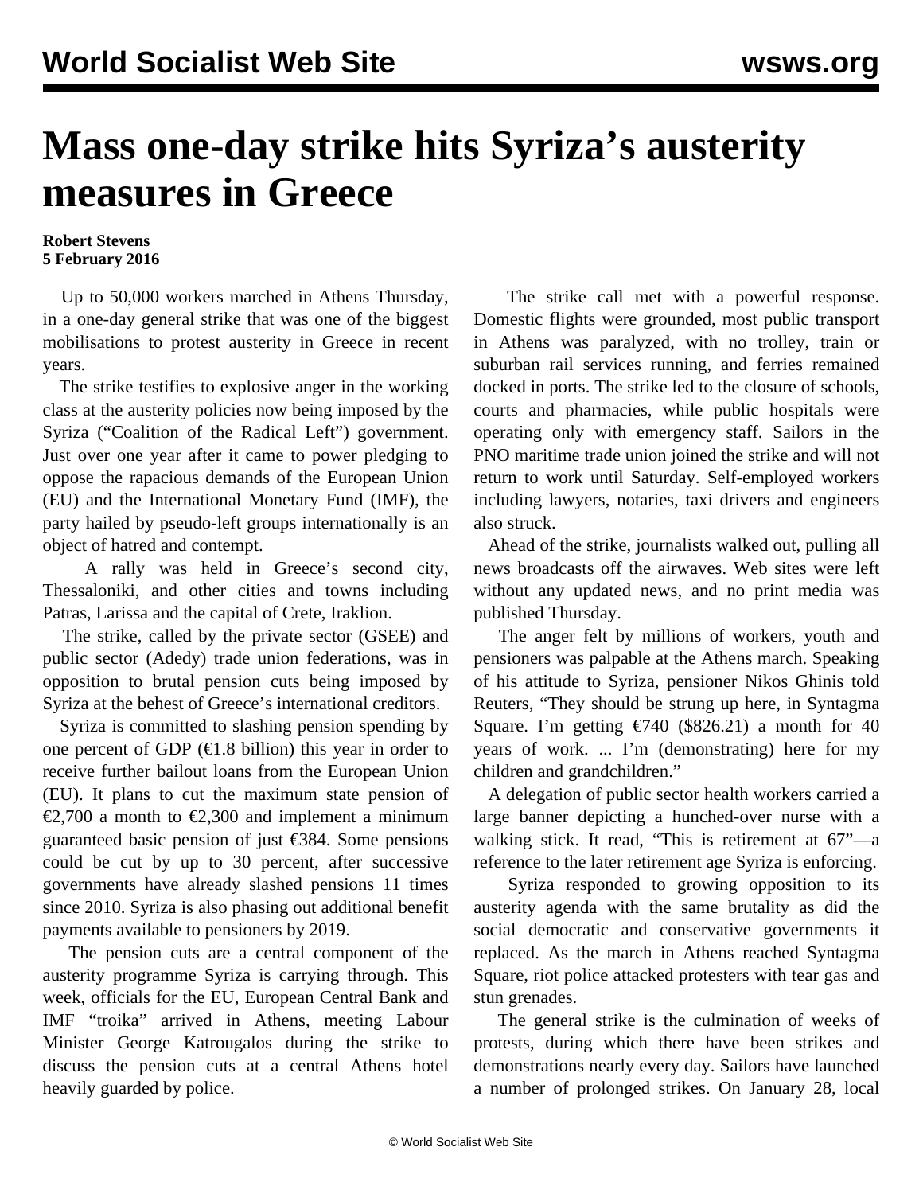# Mass one-day strike hits Syriza's austerity measures in Greece

**Robert Stevens**
**5 February 2016**

Up to 50,000 workers marched in Athens Thursday, in a one-day general strike that was one of the biggest mobilisations to protest austerity in Greece in recent years.

The strike testifies to explosive anger in the working class at the austerity policies now being imposed by the Syriza ("Coalition of the Radical Left") government. Just over one year after it came to power pledging to oppose the rapacious demands of the European Union (EU) and the International Monetary Fund (IMF), the party hailed by pseudo-left groups internationally is an object of hatred and contempt.

A rally was held in Greece's second city, Thessaloniki, and other cities and towns including Patras, Larissa and the capital of Crete, Iraklion.

The strike, called by the private sector (GSEE) and public sector (Adedy) trade union federations, was in opposition to brutal pension cuts being imposed by Syriza at the behest of Greece's international creditors.

Syriza is committed to slashing pension spending by one percent of GDP (€1.8 billion) this year in order to receive further bailout loans from the European Union (EU). It plans to cut the maximum state pension of €2,700 a month to €2,300 and implement a minimum guaranteed basic pension of just €384. Some pensions could be cut by up to 30 percent, after successive governments have already slashed pensions 11 times since 2010. Syriza is also phasing out additional benefit payments available to pensioners by 2019.

The pension cuts are a central component of the austerity programme Syriza is carrying through. This week, officials for the EU, European Central Bank and IMF "troika" arrived in Athens, meeting Labour Minister George Katrougalos during the strike to discuss the pension cuts at a central Athens hotel heavily guarded by police.

The strike call met with a powerful response. Domestic flights were grounded, most public transport in Athens was paralyzed, with no trolley, train or suburban rail services running, and ferries remained docked in ports. The strike led to the closure of schools, courts and pharmacies, while public hospitals were operating only with emergency staff. Sailors in the PNO maritime trade union joined the strike and will not return to work until Saturday. Self-employed workers including lawyers, notaries, taxi drivers and engineers also struck.

Ahead of the strike, journalists walked out, pulling all news broadcasts off the airwaves. Web sites were left without any updated news, and no print media was published Thursday.

The anger felt by millions of workers, youth and pensioners was palpable at the Athens march. Speaking of his attitude to Syriza, pensioner Nikos Ghinis told Reuters, "They should be strung up here, in Syntagma Square. I'm getting €740 ($826.21) a month for 40 years of work. ... I'm (demonstrating) here for my children and grandchildren."

A delegation of public sector health workers carried a large banner depicting a hunched-over nurse with a walking stick. It read, "This is retirement at 67"—a reference to the later retirement age Syriza is enforcing.

Syriza responded to growing opposition to its austerity agenda with the same brutality as did the social democratic and conservative governments it replaced. As the march in Athens reached Syntagma Square, riot police attacked protesters with tear gas and stun grenades.

The general strike is the culmination of weeks of protests, during which there have been strikes and demonstrations nearly every day. Sailors have launched a number of prolonged strikes. On January 28, local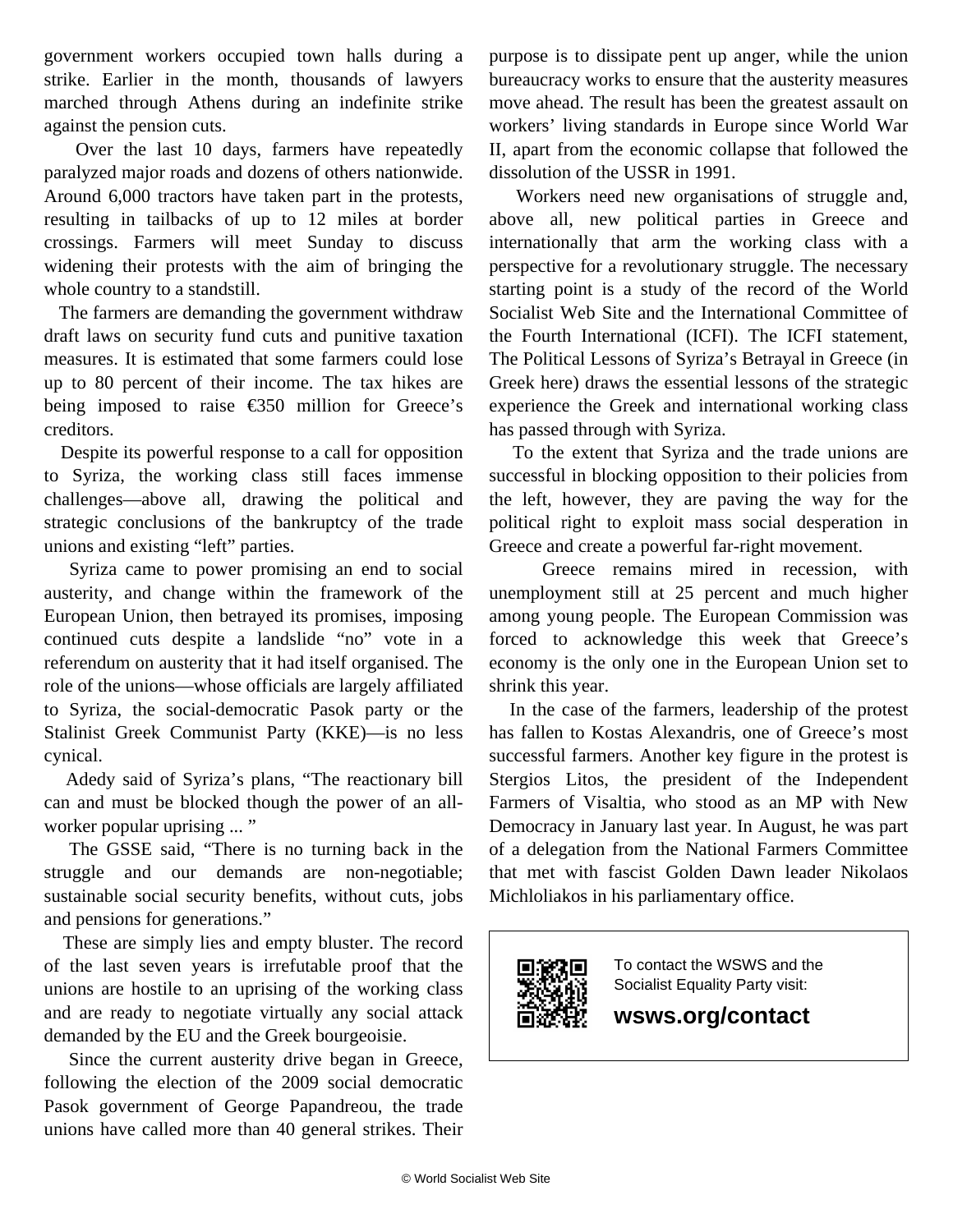government workers occupied town halls during a strike. Earlier in the month, thousands of lawyers marched through Athens during an indefinite strike against the pension cuts.

Over the last 10 days, farmers have repeatedly paralyzed major roads and dozens of others nationwide. Around 6,000 tractors have taken part in the protests, resulting in tailbacks of up to 12 miles at border crossings. Farmers will meet Sunday to discuss widening their protests with the aim of bringing the whole country to a standstill.

The farmers are demanding the government withdraw draft laws on security fund cuts and punitive taxation measures. It is estimated that some farmers could lose up to 80 percent of their income. The tax hikes are being imposed to raise €350 million for Greece's creditors.

Despite its powerful response to a call for opposition to Syriza, the working class still faces immense challenges—above all, drawing the political and strategic conclusions of the bankruptcy of the trade unions and existing "left" parties.

Syriza came to power promising an end to social austerity, and change within the framework of the European Union, then betrayed its promises, imposing continued cuts despite a landslide "no" vote in a referendum on austerity that it had itself organised. The role of the unions—whose officials are largely affiliated to Syriza, the social-democratic Pasok party or the Stalinist Greek Communist Party (KKE)—is no less cynical.

Adedy said of Syriza's plans, "The reactionary bill can and must be blocked though the power of an all-worker popular uprising ... "

The GSSE said, "There is no turning back in the struggle and our demands are non-negotiable; sustainable social security benefits, without cuts, jobs and pensions for generations."

These are simply lies and empty bluster. The record of the last seven years is irrefutable proof that the unions are hostile to an uprising of the working class and are ready to negotiate virtually any social attack demanded by the EU and the Greek bourgeoisie.

Since the current austerity drive began in Greece, following the election of the 2009 social democratic Pasok government of George Papandreou, the trade unions have called more than 40 general strikes. Their purpose is to dissipate pent up anger, while the union bureaucracy works to ensure that the austerity measures move ahead. The result has been the greatest assault on workers' living standards in Europe since World War II, apart from the economic collapse that followed the dissolution of the USSR in 1991.

Workers need new organisations of struggle and, above all, new political parties in Greece and internationally that arm the working class with a perspective for a revolutionary struggle. The necessary starting point is a study of the record of the World Socialist Web Site and the International Committee of the Fourth International (ICFI). The ICFI statement, The Political Lessons of Syriza's Betrayal in Greece (in Greek here) draws the essential lessons of the strategic experience the Greek and international working class has passed through with Syriza.

To the extent that Syriza and the trade unions are successful in blocking opposition to their policies from the left, however, they are paving the way for the political right to exploit mass social desperation in Greece and create a powerful far-right movement.

Greece remains mired in recession, with unemployment still at 25 percent and much higher among young people. The European Commission was forced to acknowledge this week that Greece's economy is the only one in the European Union set to shrink this year.

In the case of the farmers, leadership of the protest has fallen to Kostas Alexandris, one of Greece's most successful farmers. Another key figure in the protest is Stergios Litos, the president of the Independent Farmers of Visaltia, who stood as an MP with New Democracy in January last year. In August, he was part of a delegation from the National Farmers Committee that met with fascist Golden Dawn leader Nikolaos Michloliakos in his parliamentary office.

To contact the WSWS and the Socialist Equality Party visit:

**wsws.org/contact**